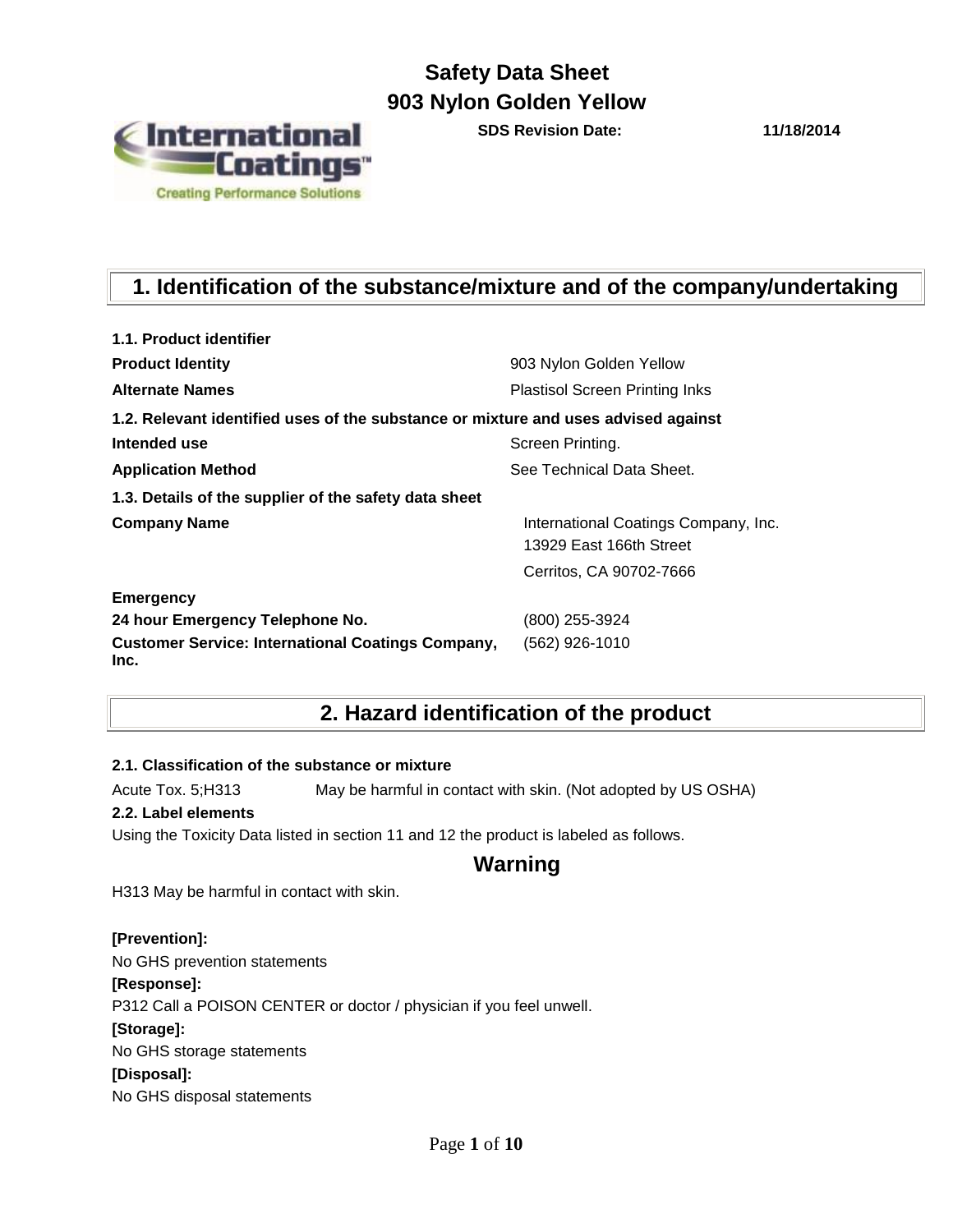# Safety Data Sheet
# 903 Nylon Golden Yellow

**SDS Revision Date:** **11/18/2014**

## 1. Identification of the substance/mixture and of the company/undertaking

**1.1. Product identifier**

| | |
|---|---|
| **Product Identity** | 903 Nylon Golden Yellow |
| **Alternate Names** | Plastisol Screen Printing Inks |

**1.2. Relevant identified uses of the substance or mixture and uses advised against**

| | |
|---|---|
| **Intended use** | Screen Printing. |
| **Application Method** | See Technical Data Sheet. |

**1.3. Details of the supplier of the safety data sheet**

| | |
|---|---|
| **Company Name** | International Coatings Company, Inc.<br>13929 East 166th Street<br>Cerritos, CA 90702-7666 |

**Emergency**

| | |
|---|---|
| **24 hour Emergency Telephone No.** | (800) 255-3924 |
| **Customer Service: International Coatings Company, Inc.** | (562) 926-1010 |

## 2. Hazard identification of the product

**2.1. Classification of the substance or mixture**

Acute Tox. 5;H313 May be harmful in contact with skin. (Not adopted by US OSHA)

**2.2. Label elements**

Using the Toxicity Data listed in section 11 and 12 the product is labeled as follows.

### Warning

H313 May be harmful in contact with skin.

**[Prevention]:**

No GHS prevention statements

**[Response]:**

P312 Call a POISON CENTER or doctor / physician if you feel unwell.

**[Storage]:**

No GHS storage statements

**[Disposal]:**

No GHS disposal statements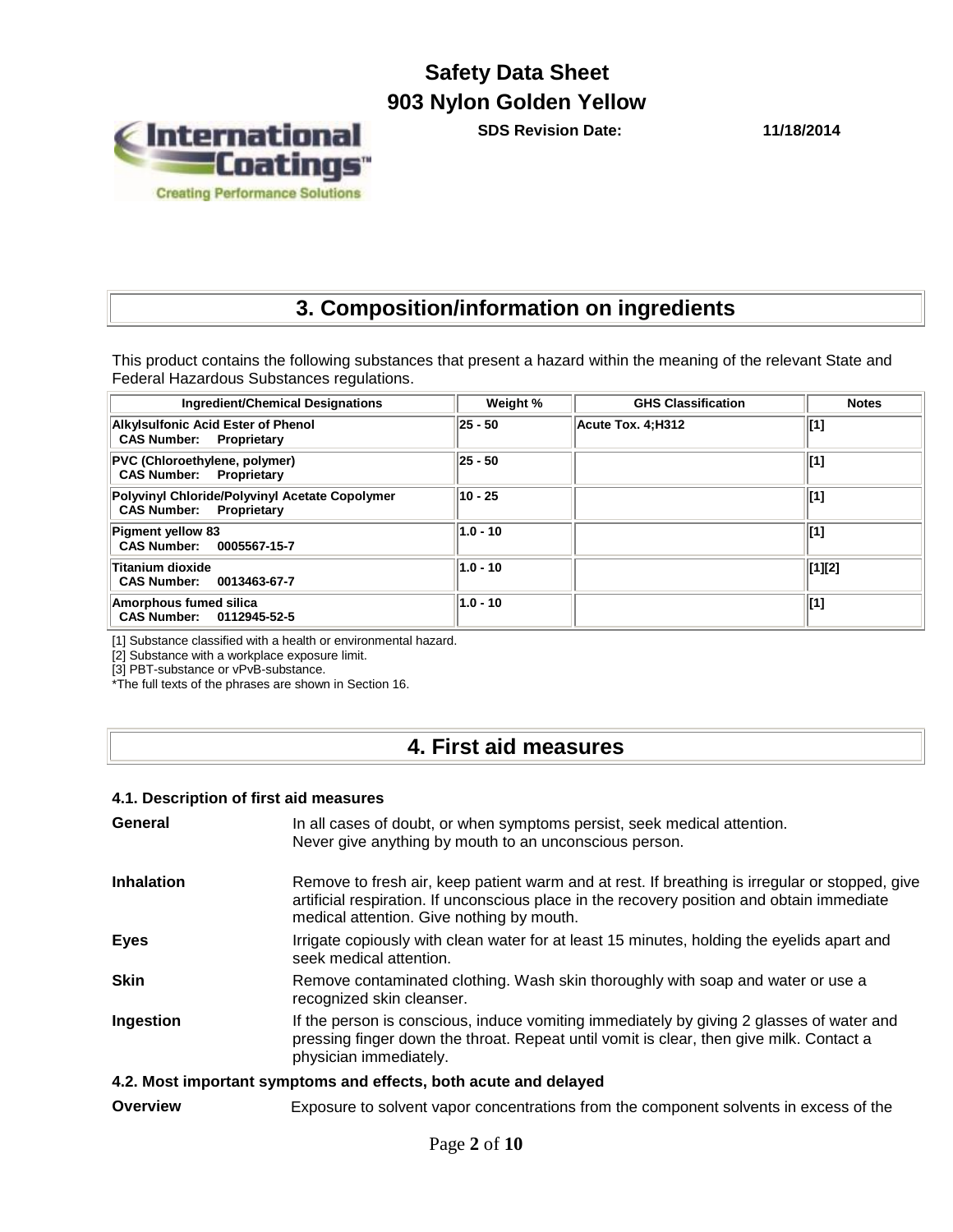# 3. Composition/information on ingredients

This product contains the following substances that present a hazard within the meaning of the relevant State and Federal Hazardous Substances regulations.

| Ingredient/Chemical Designations | Weight % | GHS Classification | Notes |
|---|---|---|---|
| **Alkylsulfonic Acid Ester of Phenol**<br>**CAS Number: Proprietary** | 25 - 50 | Acute Tox. 4;H312 | [1] |
| **PVC (Chloroethylene, polymer)**<br>**CAS Number: Proprietary** | 25 - 50 | | [1] |
| **Polyvinyl Chloride/Polyvinyl Acetate Copolymer**<br>**CAS Number: Proprietary** | 10 - 25 | | [1] |
| **Pigment yellow 83**<br>**CAS Number: 0005567-15-7** | 1.0 - 10 | | [1] |
| **Titanium dioxide**<br>**CAS Number: 0013463-67-7** | 1.0 - 10 | | [1][2] |
| **Amorphous fumed silica**<br>**CAS Number: 0112945-52-5** | 1.0 - 10 | | [1] |

[1] Substance classified with a health or environmental hazard.
[2] Substance with a workplace exposure limit.
[3] PBT-substance or vPvB-substance.
*The full texts of the phrases are shown in Section 16.

# 4. First aid measures

### 4.1. Description of first aid measures

**General** In all cases of doubt, or when symptoms persist, seek medical attention. Never give anything by mouth to an unconscious person.

**Inhalation** Remove to fresh air, keep patient warm and at rest. If breathing is irregular or stopped, give artificial respiration. If unconscious place in the recovery position and obtain immediate medical attention. Give nothing by mouth.

**Eyes** Irrigate copiously with clean water for at least 15 minutes, holding the eyelids apart and seek medical attention.

**Skin** Remove contaminated clothing. Wash skin thoroughly with soap and water or use a recognized skin cleanser.

**Ingestion** If the person is conscious, induce vomiting immediately by giving 2 glasses of water and pressing finger down the throat. Repeat until vomit is clear, then give milk. Contact a physician immediately.

### 4.2. Most important symptoms and effects, both acute and delayed

**Overview** Exposure to solvent vapor concentrations from the component solvents in excess of the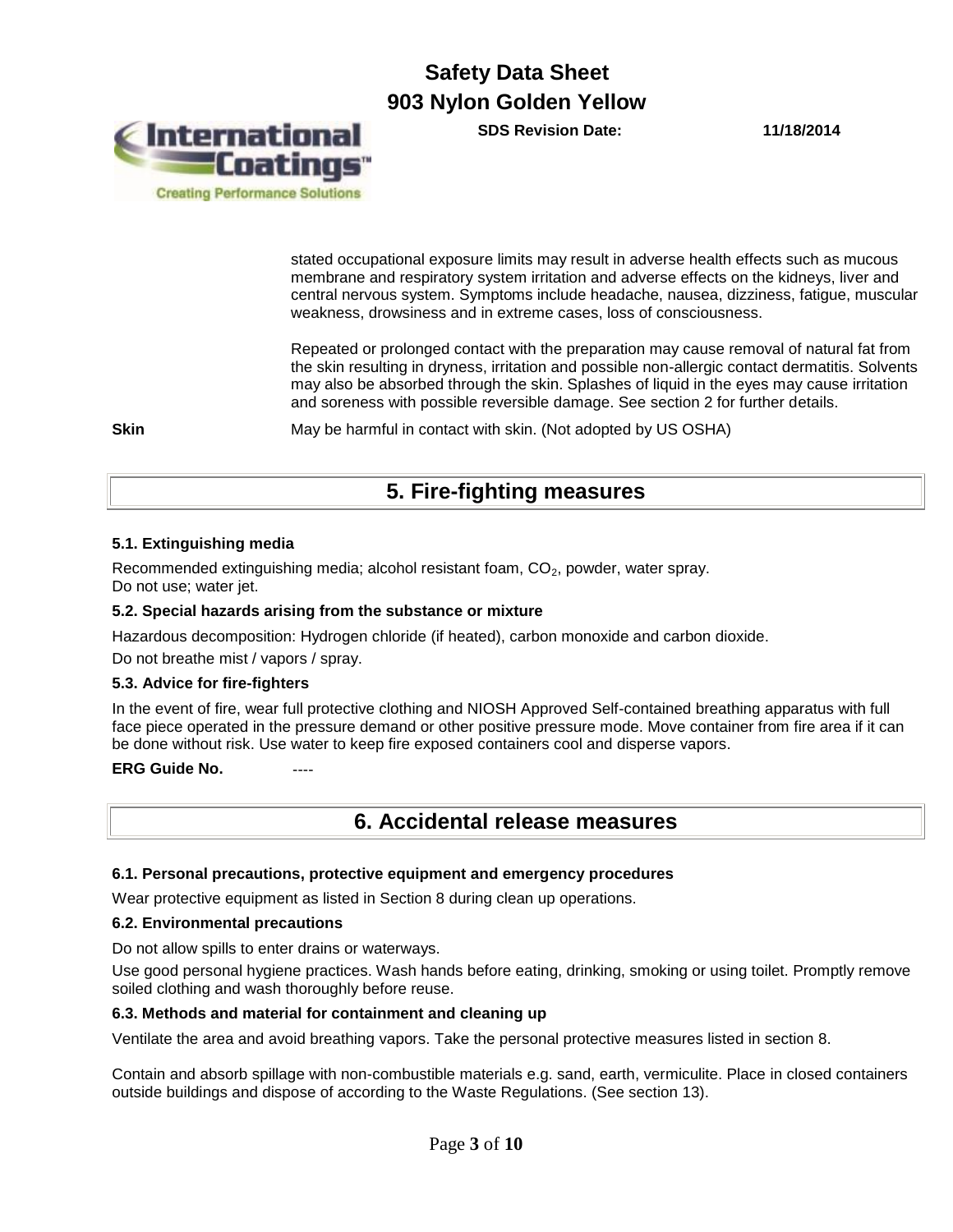stated occupational exposure limits may result in adverse health effects such as mucous membrane and respiratory system irritation and adverse effects on the kidneys, liver and central nervous system. Symptoms include headache, nausea, dizziness, fatigue, muscular weakness, drowsiness and in extreme cases, loss of consciousness.

Repeated or prolonged contact with the preparation may cause removal of natural fat from the skin resulting in dryness, irritation and possible non-allergic contact dermatitis. Solvents may also be absorbed through the skin. Splashes of liquid in the eyes may cause irritation and soreness with possible reversible damage. See section 2 for further details.

**Skin** May be harmful in contact with skin. (Not adopted by US OSHA)

## 5. Fire-fighting measures

### 5.1. Extinguishing media

Recommended extinguishing media; alcohol resistant foam, $CO_2$, powder, water spray.
Do not use; water jet.

### 5.2. Special hazards arising from the substance or mixture

Hazardous decomposition: Hydrogen chloride (if heated), carbon monoxide and carbon dioxide.

Do not breathe mist / vapors / spray.

### 5.3. Advice for fire-fighters

In the event of fire, wear full protective clothing and NIOSH Approved Self-contained breathing apparatus with full face piece operated in the pressure demand or other positive pressure mode. Move container from fire area if it can be done without risk. Use water to keep fire exposed containers cool and disperse vapors.

**ERG Guide No.** ----

## 6. Accidental release measures

### 6.1. Personal precautions, protective equipment and emergency procedures

Wear protective equipment as listed in Section 8 during clean up operations.

### 6.2. Environmental precautions

Do not allow spills to enter drains or waterways.

Use good personal hygiene practices. Wash hands before eating, drinking, smoking or using toilet. Promptly remove soiled clothing and wash thoroughly before reuse.

### 6.3. Methods and material for containment and cleaning up

Ventilate the area and avoid breathing vapors. Take the personal protective measures listed in section 8.

Contain and absorb spillage with non-combustible materials e.g. sand, earth, vermiculite. Place in closed containers outside buildings and dispose of according to the Waste Regulations. (See section 13).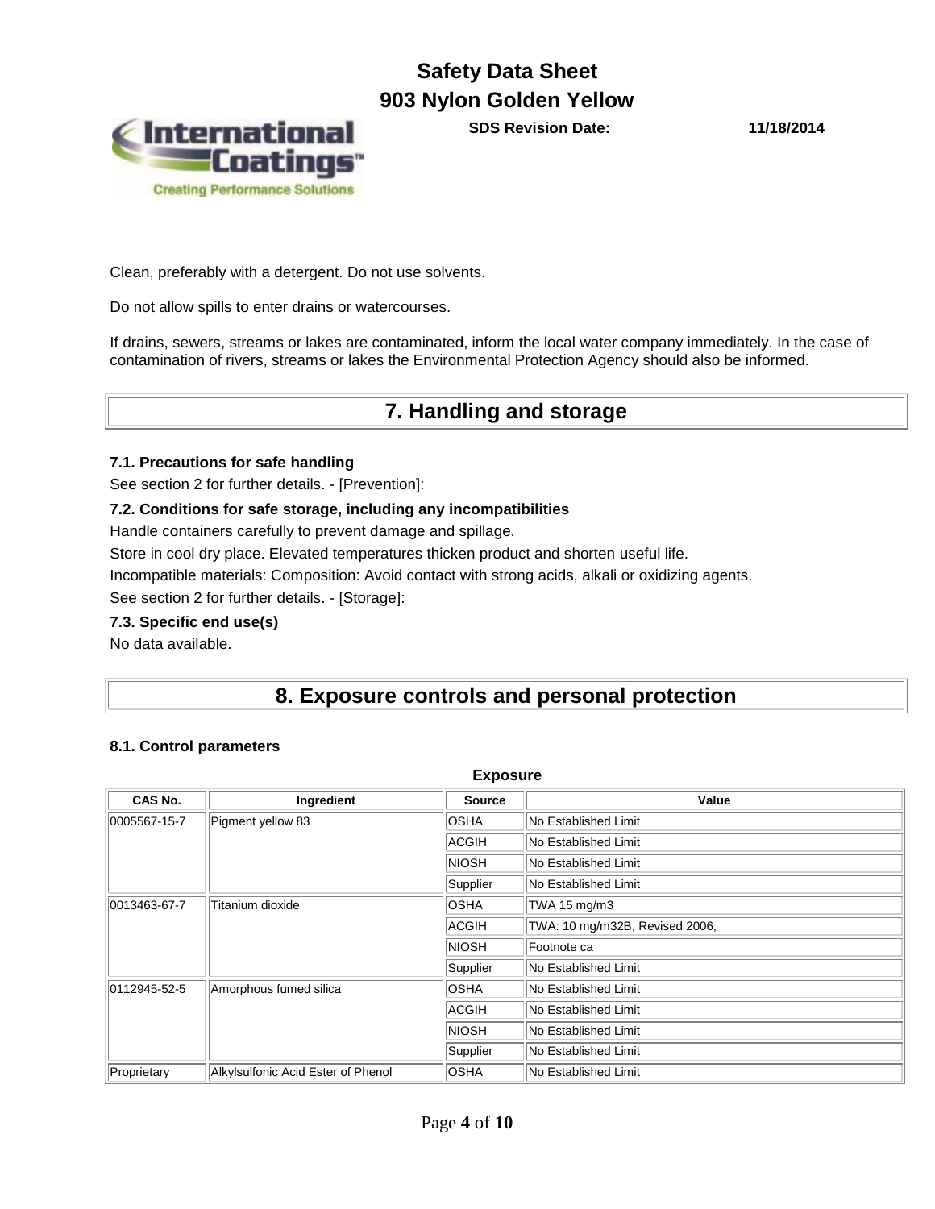Clean, preferably with a detergent. Do not use solvents.

Do not allow spills to enter drains or watercourses.

If drains, sewers, streams or lakes are contaminated, inform the local water company immediately. In the case of contamination of rivers, streams or lakes the Environmental Protection Agency should also be informed.

# 7. Handling and storage

### 7.1. Precautions for safe handling

See section 2 for further details. - [Prevention]:

### 7.2. Conditions for safe storage, including any incompatibilities

Handle containers carefully to prevent damage and spillage.

Store in cool dry place. Elevated temperatures thicken product and shorten useful life.

Incompatible materials: Composition: Avoid contact with strong acids, alkali or oxidizing agents.

See section 2 for further details. - [Storage]:

### 7.3. Specific end use(s)

No data available.

# 8. Exposure controls and personal protection

### 8.1. Control parameters

**Exposure**

| CAS No. | Ingredient | Source | Value |
|---|---|---|---|
| 0005567-15-7 | Pigment yellow 83 | OSHA | No Established Limit |
| | | ACGIH | No Established Limit |
| | | NIOSH | No Established Limit |
| | | Supplier | No Established Limit |
| 0013463-67-7 | Titanium dioxide | OSHA | TWA 15 mg/m3 |
| | | ACGIH | TWA: 10 mg/m32B, Revised 2006, |
| | | NIOSH | Footnote ca |
| | | Supplier | No Established Limit |
| 0112945-52-5 | Amorphous fumed silica | OSHA | No Established Limit |
| | | ACGIH | No Established Limit |
| | | NIOSH | No Established Limit |
| | | Supplier | No Established Limit |
| Proprietary | Alkylsulfonic Acid Ester of Phenol | OSHA | No Established Limit |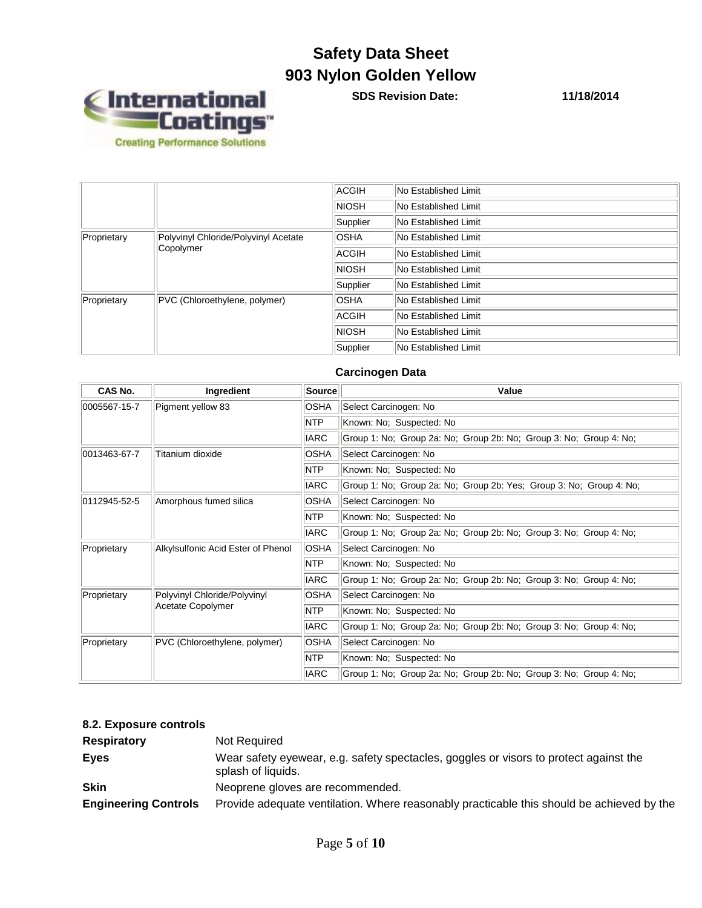|  |  | ACGIH | No Established Limit |
| --- | --- | --- | --- |
|  |  | NIOSH | No Established Limit |
|  |  | Supplier | No Established Limit |
| Proprietary | Polyvinyl Chloride/Polyvinyl Acetate Copolymer | OSHA | No Established Limit |
|  |  | ACGIH | No Established Limit |
|  |  | NIOSH | No Established Limit |
|  |  | Supplier | No Established Limit |
| Proprietary | PVC (Chloroethylene, polymer) | OSHA | No Established Limit |
|  |  | ACGIH | No Established Limit |
|  |  | NIOSH | No Established Limit |
|  |  | Supplier | No Established Limit |

### Carcinogen Data

| CAS No. | Ingredient | Source | Value |
| --- | --- | --- | --- |
| 0005567-15-7 | Pigment yellow 83 | OSHA | Select Carcinogen: No |
|  |  | NTP | Known: No; Suspected: No |
|  |  | IARC | Group 1: No; Group 2a: No; Group 2b: No; Group 3: No; Group 4: No; |
| 0013463-67-7 | Titanium dioxide | OSHA | Select Carcinogen: No |
|  |  | NTP | Known: No; Suspected: No |
|  |  | IARC | Group 1: No; Group 2a: No; Group 2b: Yes; Group 3: No; Group 4: No; |
| 0112945-52-5 | Amorphous fumed silica | OSHA | Select Carcinogen: No |
|  |  | NTP | Known: No; Suspected: No |
|  |  | IARC | Group 1: No; Group 2a: No; Group 2b: No; Group 3: No; Group 4: No; |
| Proprietary | Alkylsulfonic Acid Ester of Phenol | OSHA | Select Carcinogen: No |
|  |  | NTP | Known: No; Suspected: No |
|  |  | IARC | Group 1: No; Group 2a: No; Group 2b: No; Group 3: No; Group 4: No; |
| Proprietary | Polyvinyl Chloride/Polyvinyl Acetate Copolymer | OSHA | Select Carcinogen: No |
|  |  | NTP | Known: No; Suspected: No |
|  |  | IARC | Group 1: No; Group 2a: No; Group 2b: No; Group 3: No; Group 4: No; |
| Proprietary | PVC (Chloroethylene, polymer) | OSHA | Select Carcinogen: No |
|  |  | NTP | Known: No; Suspected: No |
|  |  | IARC | Group 1: No; Group 2a: No; Group 2b: No; Group 3: No; Group 4: No; |

### 8.2. Exposure controls

**Respiratory** Not Required

**Eyes** Wear safety eyewear, e.g. safety spectacles, goggles or visors to protect against the splash of liquids.

**Skin** Neoprene gloves are recommended.

**Engineering Controls** Provide adequate ventilation. Where reasonably practicable this should be achieved by the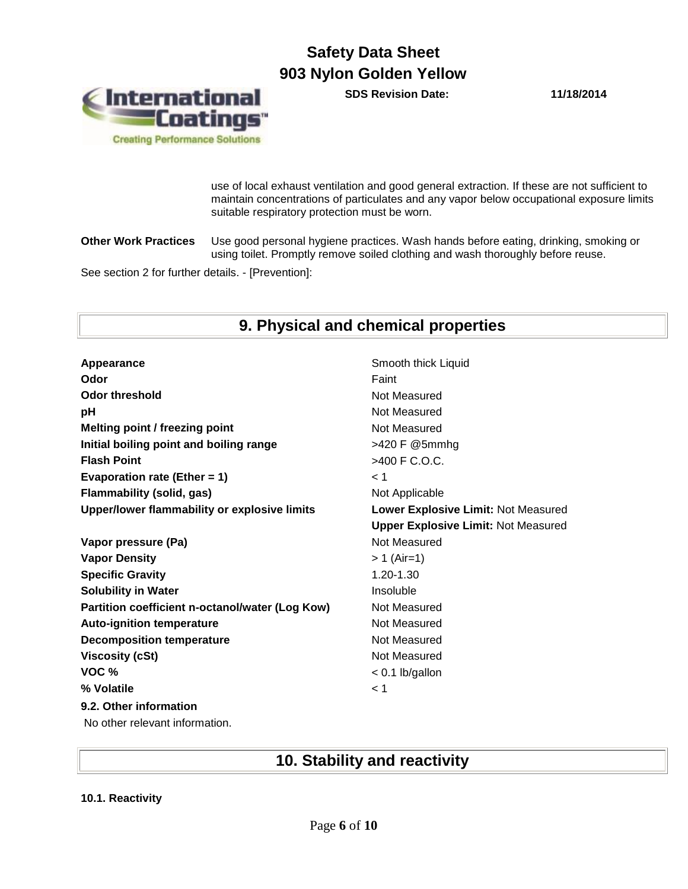use of local exhaust ventilation and good general extraction. If these are not sufficient to maintain concentrations of particulates and any vapor below occupational exposure limits suitable respiratory protection must be worn.

**Other Work Practices** Use good personal hygiene practices. Wash hands before eating, drinking, smoking or using toilet. Promptly remove soiled clothing and wash thoroughly before reuse.

See section 2 for further details. - [Prevention]:

## 9. Physical and chemical properties

| | |
|---|---|
| **Appearance** | Smooth thick Liquid |
| **Odor** | Faint |
| **Odor threshold** | Not Measured |
| **pH** | Not Measured |
| **Melting point / freezing point** | Not Measured |
| **Initial boiling point and boiling range** | >420 F @5mmhg |
| **Flash Point** | >400 F C.O.C. |
| **Evaporation rate (Ether = 1)** | < 1 |
| **Flammability (solid, gas)** | Not Applicable |
| **Upper/lower flammability or explosive limits** | **Lower Explosive Limit:** Not Measured |
| | **Upper Explosive Limit:** Not Measured |
| **Vapor pressure (Pa)** | Not Measured |
| **Vapor Density** | > 1 (Air=1) |
| **Specific Gravity** | 1.20-1.30 |
| **Solubility in Water** | Insoluble |
| **Partition coefficient n-octanol/water (Log Kow)** | Not Measured |
| **Auto-ignition temperature** | Not Measured |
| **Decomposition temperature** | Not Measured |
| **Viscosity (cSt)** | Not Measured |
| **VOC %** | < 0.1 lb/gallon |
| **% Volatile** | < 1 |

**9.2. Other information**

No other relevant information.

## 10. Stability and reactivity

**10.1. Reactivity**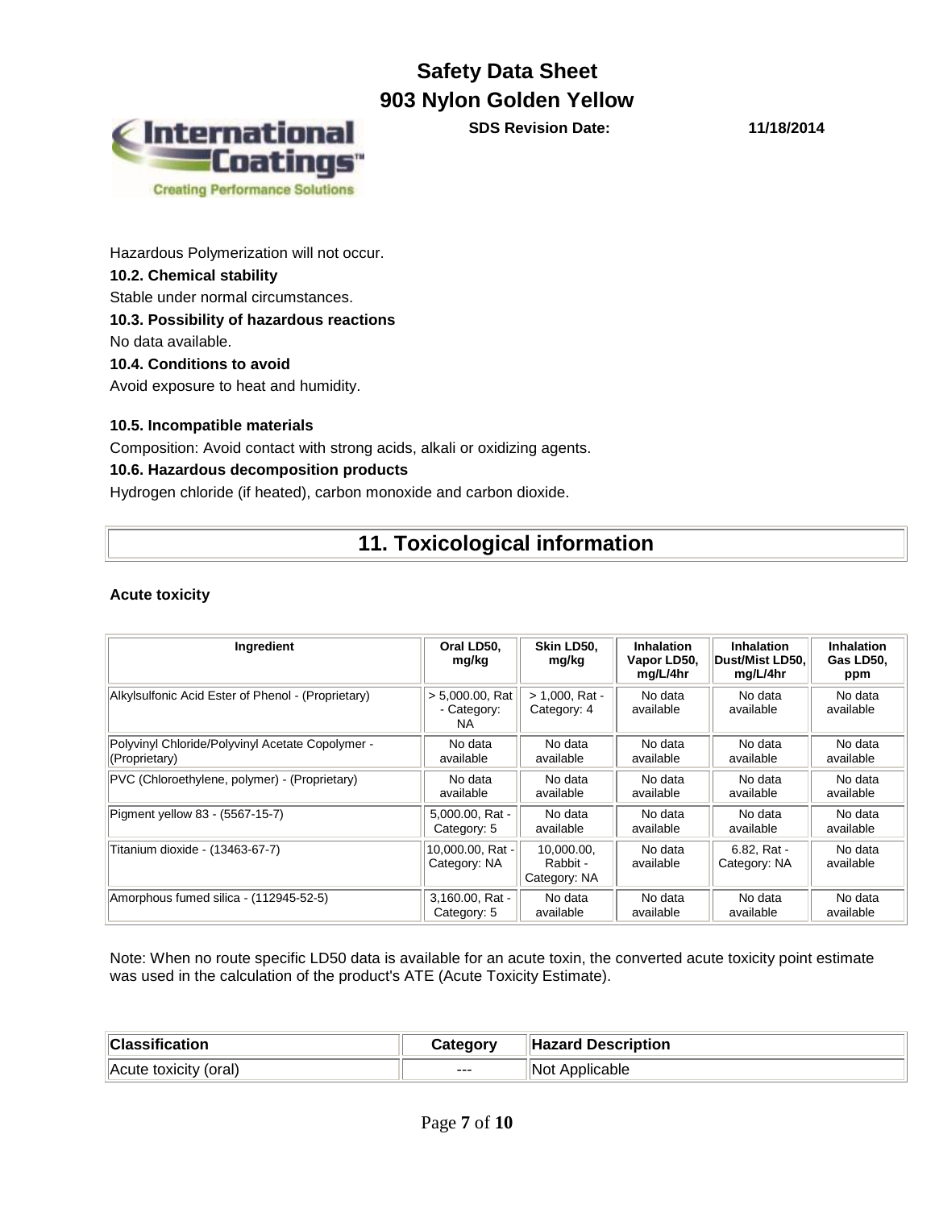Hazardous Polymerization will not occur.

**10.2. Chemical stability**

Stable under normal circumstances.

**10.3. Possibility of hazardous reactions**

No data available.

**10.4. Conditions to avoid**

Avoid exposure to heat and humidity.

**10.5. Incompatible materials**

Composition: Avoid contact with strong acids, alkali or oxidizing agents.

**10.6. Hazardous decomposition products**

Hydrogen chloride (if heated), carbon monoxide and carbon dioxide.

# 11. Toxicological information

**Acute toxicity**

| Ingredient | Oral LD50, mg/kg | Skin LD50, mg/kg | Inhalation Vapor LD50, mg/L/4hr | Inhalation Dust/Mist LD50, mg/L/4hr | Inhalation Gas LD50, ppm |
|---|---|---|---|---|---|
| Alkylsulfonic Acid Ester of Phenol - (Proprietary) | > 5,000.00, Rat - Category: NA | > 1,000, Rat - Category: 4 | No data available | No data available | No data available |
| Polyvinyl Chloride/Polyvinyl Acetate Copolymer - (Proprietary) | No data available | No data available | No data available | No data available | No data available |
| PVC (Chloroethylene, polymer) - (Proprietary) | No data available | No data available | No data available | No data available | No data available |
| Pigment yellow 83 - (5567-15-7) | 5,000.00, Rat - Category: 5 | No data available | No data available | No data available | No data available |
| Titanium dioxide - (13463-67-7) | 10,000.00, Rat - Category: NA | 10,000.00, Rabbit - Category: NA | No data available | 6.82, Rat - Category: NA | No data available |
| Amorphous fumed silica - (112945-52-5) | 3,160.00, Rat - Category: 5 | No data available | No data available | No data available | No data available |

Note: When no route specific LD50 data is available for an acute toxin, the converted acute toxicity point estimate was used in the calculation of the product's ATE (Acute Toxicity Estimate).

| Classification | Category | Hazard Description |
|---|---|---|
| Acute toxicity (oral) | --- | Not Applicable |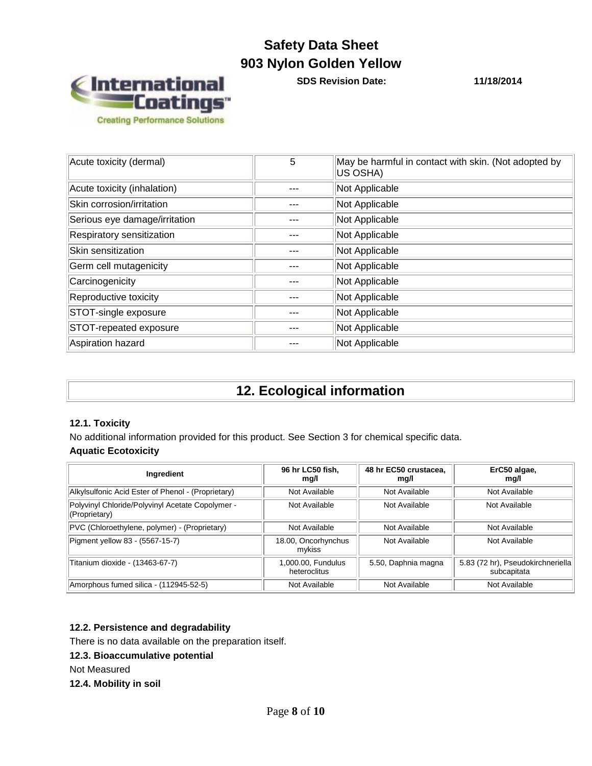| Acute toxicity (dermal) | 5 | May be harmful in contact with skin. (Not adopted by US OSHA) |
|---|---|---|
| Acute toxicity (inhalation) | --- | Not Applicable |
| Skin corrosion/irritation | --- | Not Applicable |
| Serious eye damage/irritation | --- | Not Applicable |
| Respiratory sensitization | --- | Not Applicable |
| Skin sensitization | --- | Not Applicable |
| Germ cell mutagenicity | --- | Not Applicable |
| Carcinogenicity | --- | Not Applicable |
| Reproductive toxicity | --- | Not Applicable |
| STOT-single exposure | --- | Not Applicable |
| STOT-repeated exposure | --- | Not Applicable |
| Aspiration hazard | --- | Not Applicable |

## 12. Ecological information

### 12.1. Toxicity

No additional information provided for this product. See Section 3 for chemical specific data.

**Aquatic Ecotoxicity**

| Ingredient | 96 hr LC50 fish, mg/l | 48 hr EC50 crustacea, mg/l | ErC50 algae, mg/l |
|---|---|---|---|
| Alkylsulfonic Acid Ester of Phenol - (Proprietary) | Not Available | Not Available | Not Available |
| Polyvinyl Chloride/Polyvinyl Acetate Copolymer - (Proprietary) | Not Available | Not Available | Not Available |
| PVC (Chloroethylene, polymer) - (Proprietary) | Not Available | Not Available | Not Available |
| Pigment yellow 83 - (5567-15-7) | 18.00, Oncorhynchus mykiss | Not Available | Not Available |
| Titanium dioxide - (13463-67-7) | 1,000.00, Fundulus heteroclitus | 5.50, Daphnia magna | 5.83 (72 hr), Pseudokirchneriella subcapitata |
| Amorphous fumed silica - (112945-52-5) | Not Available | Not Available | Not Available |

### 12.2. Persistence and degradability

There is no data available on the preparation itself.

### 12.3. Bioaccumulative potential

Not Measured

### 12.4. Mobility in soil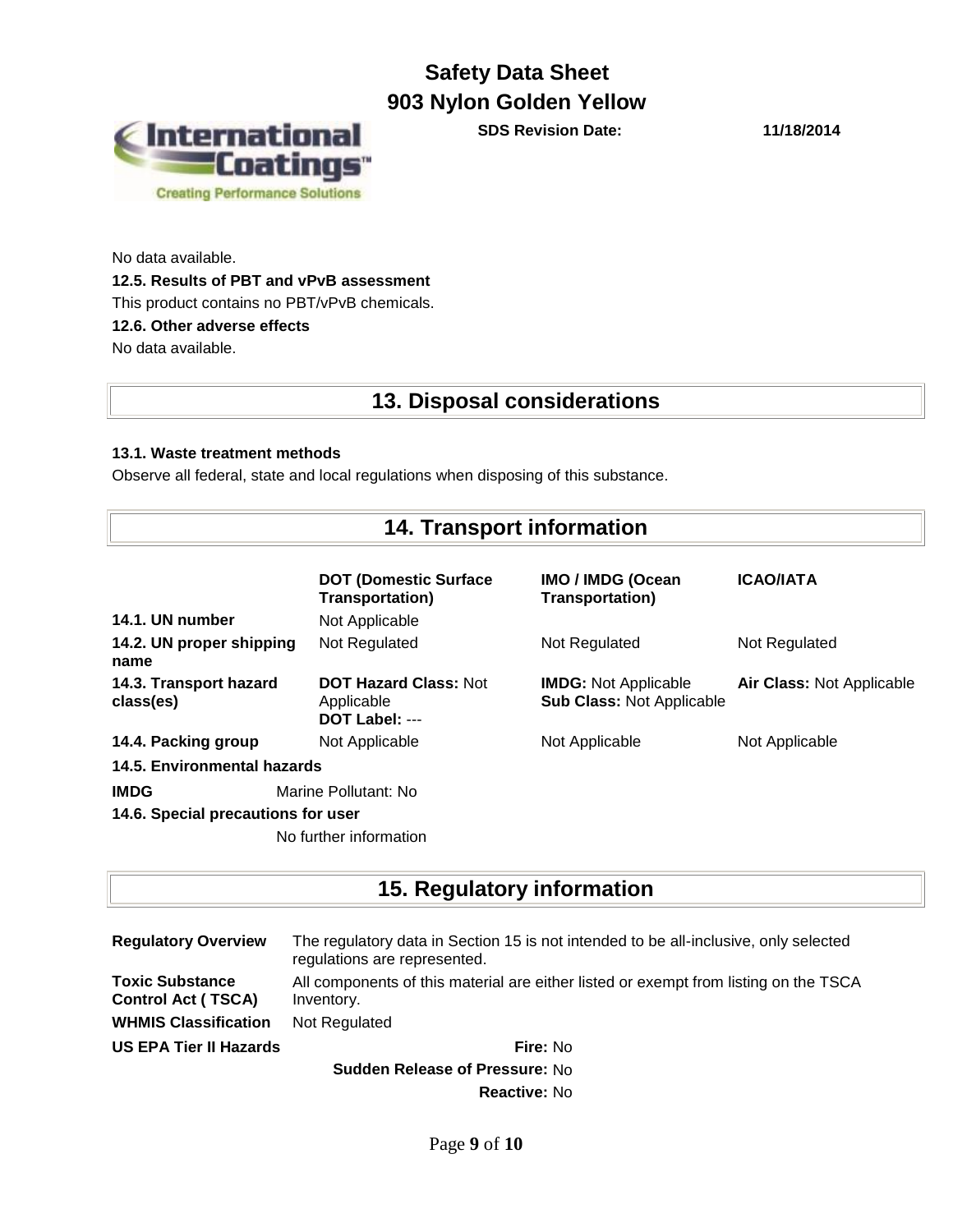No data available.

**12.5. Results of PBT and vPvB assessment**

This product contains no PBT/vPvB chemicals.

**12.6. Other adverse effects**

No data available.

## 13. Disposal considerations

**13.1. Waste treatment methods**

Observe all federal, state and local regulations when disposing of this substance.

## 14. Transport information

| | DOT (Domestic Surface Transportation) | IMO / IMDG (Ocean Transportation) | ICAO/IATA |
|---|---|---|---|
| **14.1. UN number** | Not Applicable | | |
| **14.2. UN proper shipping name** | Not Regulated | Not Regulated | Not Regulated |
| **14.3. Transport hazard class(es)** | **DOT Hazard Class:** Not Applicable **DOT Label:** --- | **IMDG:** Not Applicable **Sub Class:** Not Applicable | **Air Class:** Not Applicable |
| **14.4. Packing group** | Not Applicable | Not Applicable | Not Applicable |

**14.5. Environmental hazards**

**IMDG** Marine Pollutant: No

**14.6. Special precautions for user**

No further information

## 15. Regulatory information

| | |
|---|---|
| **Regulatory Overview** | The regulatory data in Section 15 is not intended to be all-inclusive, only selected regulations are represented. |
| **Toxic Substance Control Act ( TSCA)** | All components of this material are either listed or exempt from listing on the TSCA Inventory. |
| **WHMIS Classification** | Not Regulated |
| **US EPA Tier II Hazards** | **Fire:** No |
| | **Sudden Release of Pressure:** No |
| | **Reactive:** No |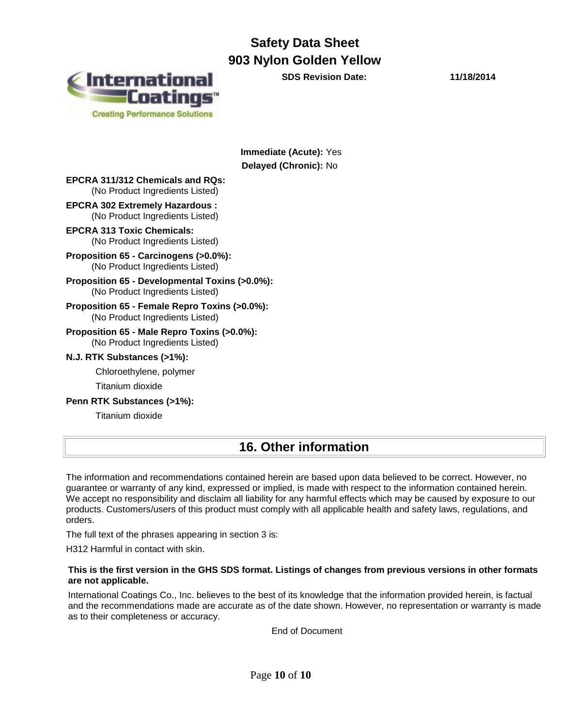**Immediate (Acute):** Yes
**Delayed (Chronic):** No

**EPCRA 311/312 Chemicals and RQs:**
(No Product Ingredients Listed)

**EPCRA 302 Extremely Hazardous :**
(No Product Ingredients Listed)

**EPCRA 313 Toxic Chemicals:**
(No Product Ingredients Listed)

**Proposition 65 - Carcinogens (>0.0%):**
(No Product Ingredients Listed)

**Proposition 65 - Developmental Toxins (>0.0%):**
(No Product Ingredients Listed)

**Proposition 65 - Female Repro Toxins (>0.0%):**
(No Product Ingredients Listed)

**Proposition 65 - Male Repro Toxins (>0.0%):**
(No Product Ingredients Listed)

**N.J. RTK Substances (>1%):**

Chloroethylene, polymer

Titanium dioxide

**Penn RTK Substances (>1%):**

Titanium dioxide

## 16. Other information

The information and recommendations contained herein are based upon data believed to be correct. However, no guarantee or warranty of any kind, expressed or implied, is made with respect to the information contained herein. We accept no responsibility and disclaim all liability for any harmful effects which may be caused by exposure to our products. Customers/users of this product must comply with all applicable health and safety laws, regulations, and orders.

The full text of the phrases appearing in section 3 is:

H312 Harmful in contact with skin.

**This is the first version in the GHS SDS format. Listings of changes from previous versions in other formats are not applicable.**

International Coatings Co., Inc. believes to the best of its knowledge that the information provided herein, is factual and the recommendations made are accurate as of the date shown. However, no representation or warranty is made as to their completeness or accuracy.

End of Document